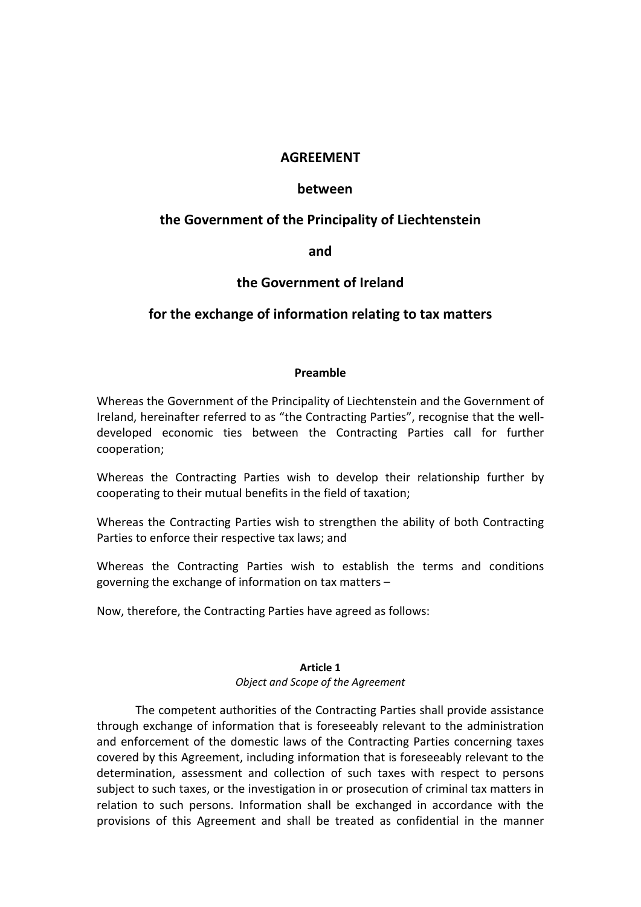# AGREEMENT

## between

## the Government of the Principality of Liechtenstein

## and

## the Government of Ireland

## for the exchange of information relating to tax matters

### Preamble

Whereas the Government of the Principality of Liechtenstein and the Government of Ireland, hereinafter referred to as "the Contracting Parties", recognise that the well-developed economic ties between the Contracting Parties call for further cooperation;

Whereas the Contracting Parties wish to develop their relationship further by cooperating to their mutual benefits in the field of taxation;

Whereas the Contracting Parties wish to strengthen the ability of both Contracting Parties to enforce their respective tax laws; and

Whereas the Contracting Parties wish to establish the terms and conditions governing the exchange of information on tax matters –

Now, therefore, the Contracting Parties have agreed as follows:

### Article 1

*Object and Scope of the Agreement*

The competent authorities of the Contracting Parties shall provide assistance through exchange of information that is foreseeably relevant to the administration and enforcement of the domestic laws of the Contracting Parties concerning taxes covered by this Agreement, including information that is foreseeably relevant to the determination, assessment and collection of such taxes with respect to persons subject to such taxes, or the investigation in or prosecution of criminal tax matters in relation to such persons. Information shall be exchanged in accordance with the provisions of this Agreement and shall be treated as confidential in the manner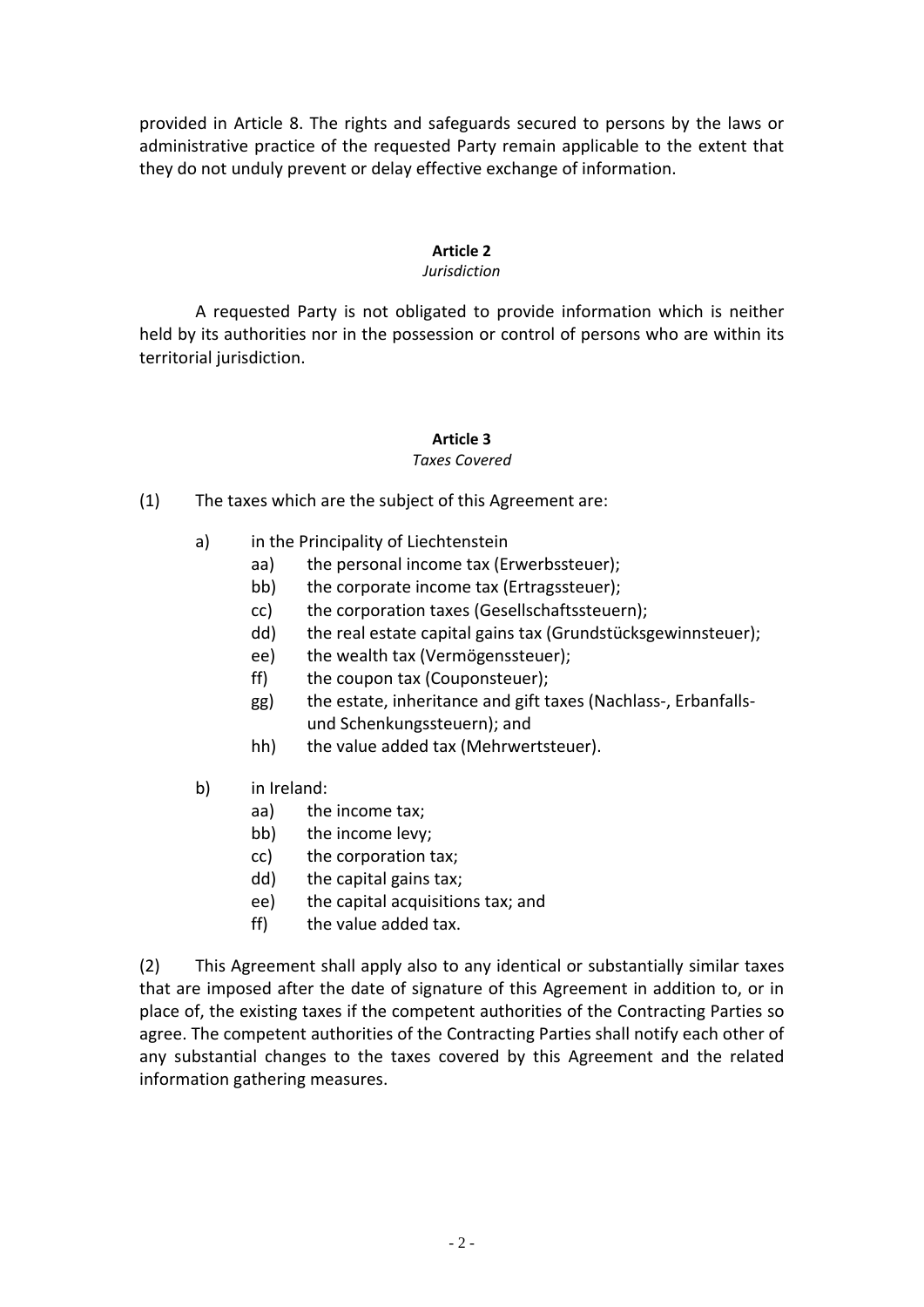provided in Article 8. The rights and safeguards secured to persons by the laws or administrative practice of the requested Party remain applicable to the extent that they do not unduly prevent or delay effective exchange of information.

**Article 2**
*Jurisdiction*

A requested Party is not obligated to provide information which is neither held by its authorities nor in the possession or control of persons who are within its territorial jurisdiction.

**Article 3**
*Taxes Covered*

(1) The taxes which are the subject of this Agreement are:

- a) in the Principality of Liechtenstein
  - aa) the personal income tax (Erwerbssteuer);
  - bb) the corporate income tax (Ertragssteuer);
  - cc) the corporation taxes (Gesellschaftssteuern);
  - dd) the real estate capital gains tax (Grundstücksgewinnsteuer);
  - ee) the wealth tax (Vermögenssteuer);
  - ff) the coupon tax (Couponsteuer);
  - gg) the estate, inheritance and gift taxes (Nachlass-, Erbanfalls- und Schenkungssteuern); and
  - hh) the value added tax (Mehrwertsteuer).

- b) in Ireland:
  - aa) the income tax;
  - bb) the income levy;
  - cc) the corporation tax;
  - dd) the capital gains tax;
  - ee) the capital acquisitions tax; and
  - ff) the value added tax.

(2) This Agreement shall apply also to any identical or substantially similar taxes that are imposed after the date of signature of this Agreement in addition to, or in place of, the existing taxes if the competent authorities of the Contracting Parties so agree. The competent authorities of the Contracting Parties shall notify each other of any substantial changes to the taxes covered by this Agreement and the related information gathering measures.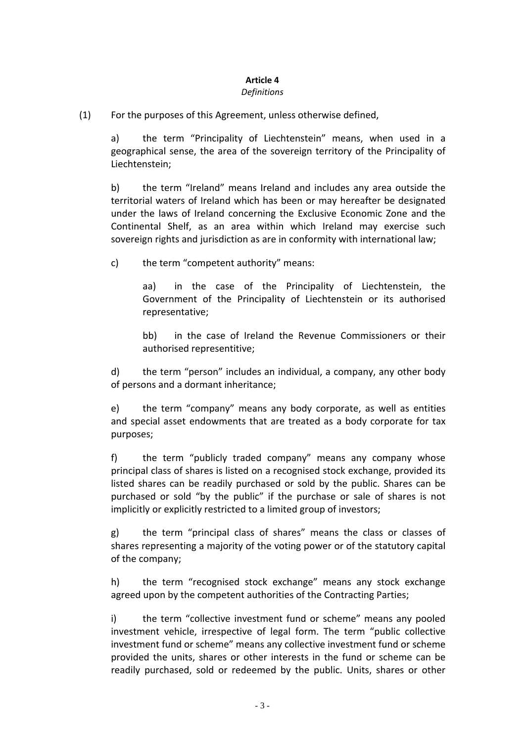**Article 4**

*Definitions*

(1) For the purposes of this Agreement, unless otherwise defined,

a) the term "Principality of Liechtenstein" means, when used in a geographical sense, the area of the sovereign territory of the Principality of Liechtenstein;

b) the term "Ireland" means Ireland and includes any area outside the territorial waters of Ireland which has been or may hereafter be designated under the laws of Ireland concerning the Exclusive Economic Zone and the Continental Shelf, as an area within which Ireland may exercise such sovereign rights and jurisdiction as are in conformity with international law;

c) the term "competent authority" means:

aa) in the case of the Principality of Liechtenstein, the Government of the Principality of Liechtenstein or its authorised representative;

bb) in the case of Ireland the Revenue Commissioners or their authorised representitive;

d) the term "person" includes an individual, a company, any other body of persons and a dormant inheritance;

e) the term "company" means any body corporate, as well as entities and special asset endowments that are treated as a body corporate for tax purposes;

f) the term "publicly traded company" means any company whose principal class of shares is listed on a recognised stock exchange, provided its listed shares can be readily purchased or sold by the public. Shares can be purchased or sold "by the public" if the purchase or sale of shares is not implicitly or explicitly restricted to a limited group of investors;

g) the term "principal class of shares" means the class or classes of shares representing a majority of the voting power or of the statutory capital of the company;

h) the term "recognised stock exchange" means any stock exchange agreed upon by the competent authorities of the Contracting Parties;

i) the term "collective investment fund or scheme" means any pooled investment vehicle, irrespective of legal form. The term "public collective investment fund or scheme" means any collective investment fund or scheme provided the units, shares or other interests in the fund or scheme can be readily purchased, sold or redeemed by the public. Units, shares or other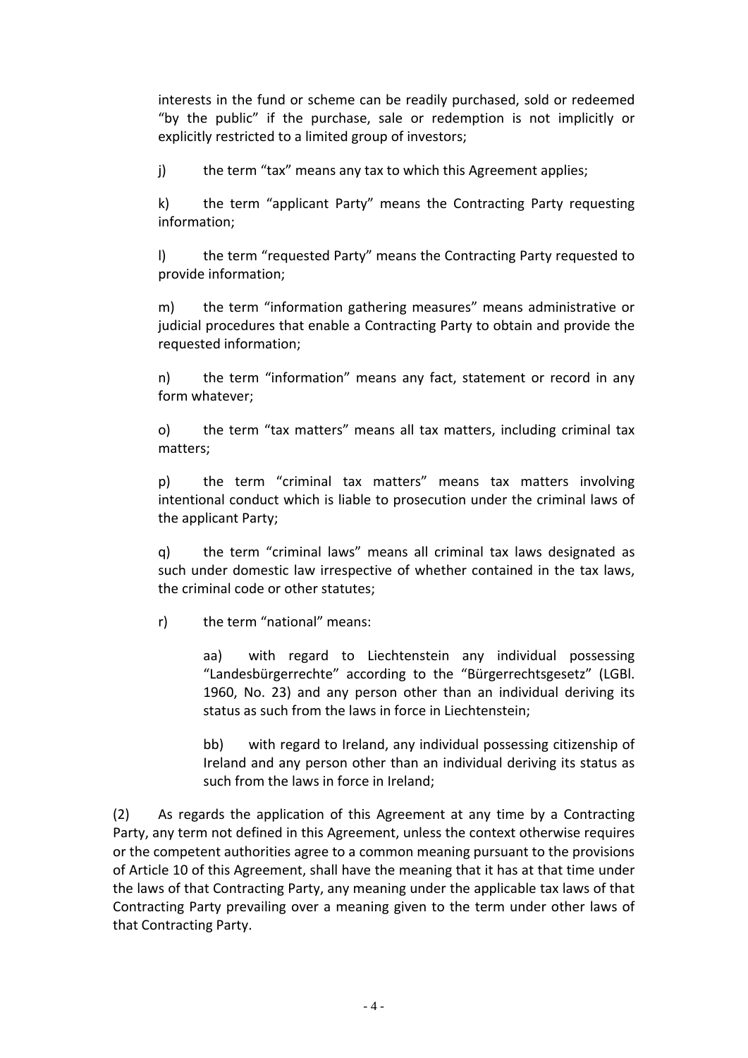interests in the fund or scheme can be readily purchased, sold or redeemed "by the public" if the purchase, sale or redemption is not implicitly or explicitly restricted to a limited group of investors;

j) the term "tax" means any tax to which this Agreement applies;

k) the term "applicant Party" means the Contracting Party requesting information;

l) the term "requested Party" means the Contracting Party requested to provide information;

m) the term "information gathering measures" means administrative or judicial procedures that enable a Contracting Party to obtain and provide the requested information;

n) the term "information" means any fact, statement or record in any form whatever;

o) the term "tax matters" means all tax matters, including criminal tax matters;

p) the term "criminal tax matters" means tax matters involving intentional conduct which is liable to prosecution under the criminal laws of the applicant Party;

q) the term "criminal laws" means all criminal tax laws designated as such under domestic law irrespective of whether contained in the tax laws, the criminal code or other statutes;

r) the term "national" means:

aa) with regard to Liechtenstein any individual possessing "Landesbürgerrechte" according to the "Bürgerrechtsgesetz" (LGBl. 1960, No. 23) and any person other than an individual deriving its status as such from the laws in force in Liechtenstein;

bb) with regard to Ireland, any individual possessing citizenship of Ireland and any person other than an individual deriving its status as such from the laws in force in Ireland;

(2) As regards the application of this Agreement at any time by a Contracting Party, any term not defined in this Agreement, unless the context otherwise requires or the competent authorities agree to a common meaning pursuant to the provisions of Article 10 of this Agreement, shall have the meaning that it has at that time under the laws of that Contracting Party, any meaning under the applicable tax laws of that Contracting Party prevailing over a meaning given to the term under other laws of that Contracting Party.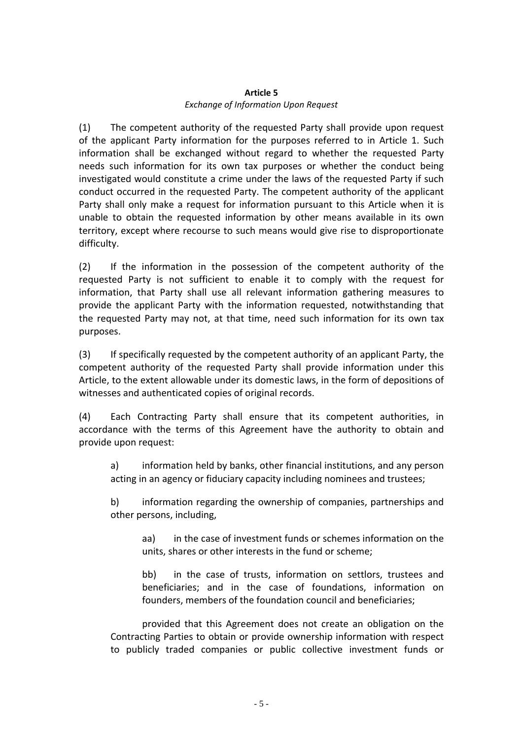**Article 5**

*Exchange of Information Upon Request*

(1) The competent authority of the requested Party shall provide upon request of the applicant Party information for the purposes referred to in Article 1. Such information shall be exchanged without regard to whether the requested Party needs such information for its own tax purposes or whether the conduct being investigated would constitute a crime under the laws of the requested Party if such conduct occurred in the requested Party. The competent authority of the applicant Party shall only make a request for information pursuant to this Article when it is unable to obtain the requested information by other means available in its own territory, except where recourse to such means would give rise to disproportionate difficulty.

(2) If the information in the possession of the competent authority of the requested Party is not sufficient to enable it to comply with the request for information, that Party shall use all relevant information gathering measures to provide the applicant Party with the information requested, notwithstanding that the requested Party may not, at that time, need such information for its own tax purposes.

(3) If specifically requested by the competent authority of an applicant Party, the competent authority of the requested Party shall provide information under this Article, to the extent allowable under its domestic laws, in the form of depositions of witnesses and authenticated copies of original records.

(4) Each Contracting Party shall ensure that its competent authorities, in accordance with the terms of this Agreement have the authority to obtain and provide upon request:

a) information held by banks, other financial institutions, and any person acting in an agency or fiduciary capacity including nominees and trustees;

b) information regarding the ownership of companies, partnerships and other persons, including,

aa) in the case of investment funds or schemes information on the units, shares or other interests in the fund or scheme;

bb) in the case of trusts, information on settlors, trustees and beneficiaries; and in the case of foundations, information on founders, members of the foundation council and beneficiaries;

provided that this Agreement does not create an obligation on the Contracting Parties to obtain or provide ownership information with respect to publicly traded companies or public collective investment funds or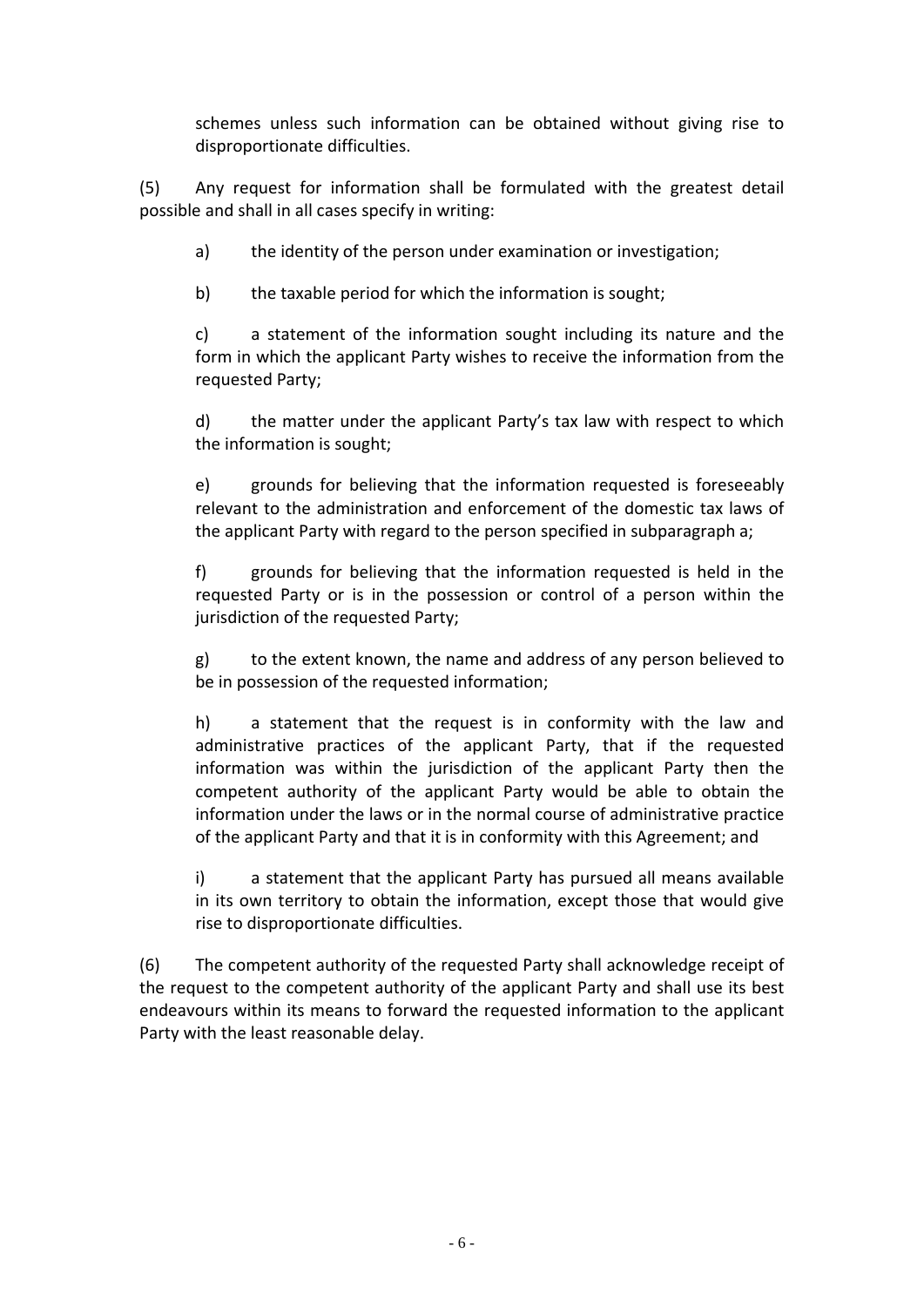schemes unless such information can be obtained without giving rise to disproportionate difficulties.

(5) Any request for information shall be formulated with the greatest detail possible and shall in all cases specify in writing:

a) the identity of the person under examination or investigation;

b) the taxable period for which the information is sought;

c) a statement of the information sought including its nature and the form in which the applicant Party wishes to receive the information from the requested Party;

d) the matter under the applicant Party's tax law with respect to which the information is sought;

e) grounds for believing that the information requested is foreseeably relevant to the administration and enforcement of the domestic tax laws of the applicant Party with regard to the person specified in subparagraph a;

f) grounds for believing that the information requested is held in the requested Party or is in the possession or control of a person within the jurisdiction of the requested Party;

g) to the extent known, the name and address of any person believed to be in possession of the requested information;

h) a statement that the request is in conformity with the law and administrative practices of the applicant Party, that if the requested information was within the jurisdiction of the applicant Party then the competent authority of the applicant Party would be able to obtain the information under the laws or in the normal course of administrative practice of the applicant Party and that it is in conformity with this Agreement; and

i) a statement that the applicant Party has pursued all means available in its own territory to obtain the information, except those that would give rise to disproportionate difficulties.

(6) The competent authority of the requested Party shall acknowledge receipt of the request to the competent authority of the applicant Party and shall use its best endeavours within its means to forward the requested information to the applicant Party with the least reasonable delay.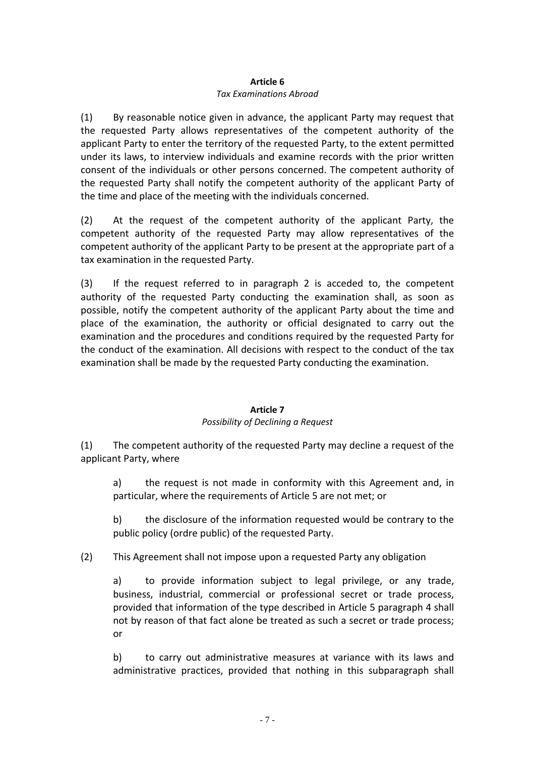**Article 6**

*Tax Examinations Abroad*

(1) By reasonable notice given in advance, the applicant Party may request that the requested Party allows representatives of the competent authority of the applicant Party to enter the territory of the requested Party, to the extent permitted under its laws, to interview individuals and examine records with the prior written consent of the individuals or other persons concerned. The competent authority of the requested Party shall notify the competent authority of the applicant Party of the time and place of the meeting with the individuals concerned.

(2) At the request of the competent authority of the applicant Party, the competent authority of the requested Party may allow representatives of the competent authority of the applicant Party to be present at the appropriate part of a tax examination in the requested Party.

(3) If the request referred to in paragraph 2 is acceded to, the competent authority of the requested Party conducting the examination shall, as soon as possible, notify the competent authority of the applicant Party about the time and place of the examination, the authority or official designated to carry out the examination and the procedures and conditions required by the requested Party for the conduct of the examination. All decisions with respect to the conduct of the tax examination shall be made by the requested Party conducting the examination.

**Article 7**

*Possibility of Declining a Request*

(1) The competent authority of the requested Party may decline a request of the applicant Party, where

a) the request is not made in conformity with this Agreement and, in particular, where the requirements of Article 5 are not met; or

b) the disclosure of the information requested would be contrary to the public policy (ordre public) of the requested Party.

(2) This Agreement shall not impose upon a requested Party any obligation

a) to provide information subject to legal privilege, or any trade, business, industrial, commercial or professional secret or trade process, provided that information of the type described in Article 5 paragraph 4 shall not by reason of that fact alone be treated as such a secret or trade process; or

b) to carry out administrative measures at variance with its laws and administrative practices, provided that nothing in this subparagraph shall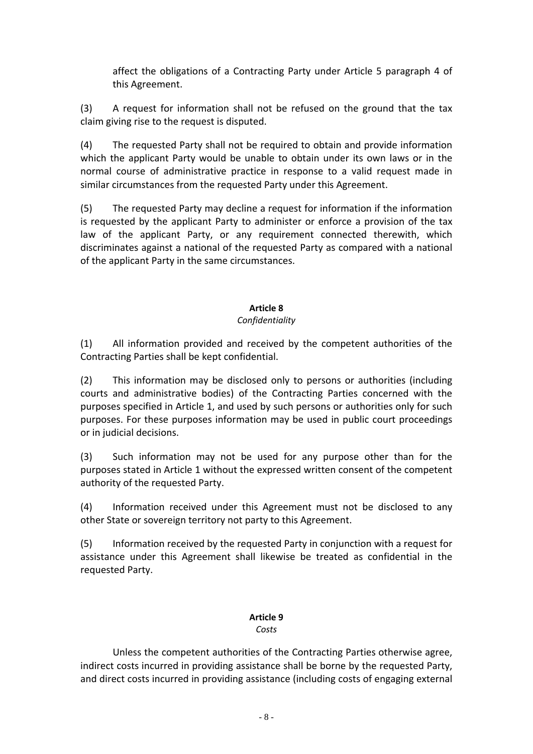affect the obligations of a Contracting Party under Article 5 paragraph 4 of this Agreement.

(3) A request for information shall not be refused on the ground that the tax claim giving rise to the request is disputed.

(4) The requested Party shall not be required to obtain and provide information which the applicant Party would be unable to obtain under its own laws or in the normal course of administrative practice in response to a valid request made in similar circumstances from the requested Party under this Agreement.

(5) The requested Party may decline a request for information if the information is requested by the applicant Party to administer or enforce a provision of the tax law of the applicant Party, or any requirement connected therewith, which discriminates against a national of the requested Party as compared with a national of the applicant Party in the same circumstances.

## Article 8
*Confidentiality*

(1) All information provided and received by the competent authorities of the Contracting Parties shall be kept confidential.

(2) This information may be disclosed only to persons or authorities (including courts and administrative bodies) of the Contracting Parties concerned with the purposes specified in Article 1, and used by such persons or authorities only for such purposes. For these purposes information may be used in public court proceedings or in judicial decisions.

(3) Such information may not be used for any purpose other than for the purposes stated in Article 1 without the expressed written consent of the competent authority of the requested Party.

(4) Information received under this Agreement must not be disclosed to any other State or sovereign territory not party to this Agreement.

(5) Information received by the requested Party in conjunction with a request for assistance under this Agreement shall likewise be treated as confidential in the requested Party.

## Article 9
*Costs*

Unless the competent authorities of the Contracting Parties otherwise agree, indirect costs incurred in providing assistance shall be borne by the requested Party, and direct costs incurred in providing assistance (including costs of engaging external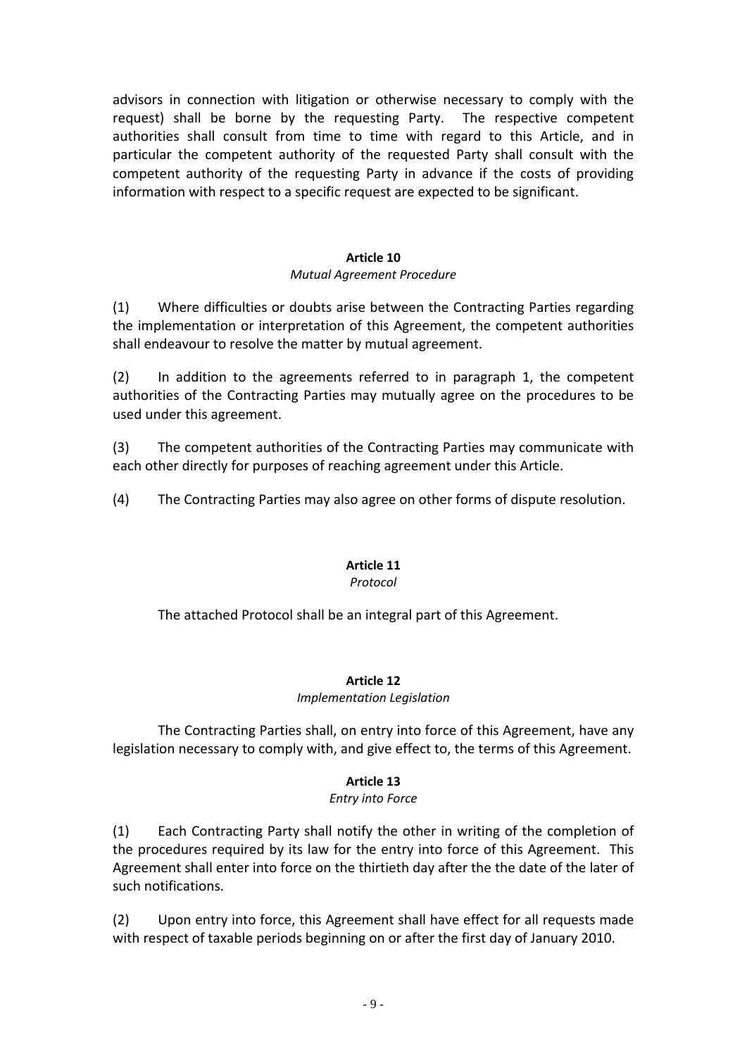advisors in connection with litigation or otherwise necessary to comply with the request) shall be borne by the requesting Party. The respective competent authorities shall consult from time to time with regard to this Article, and in particular the competent authority of the requested Party shall consult with the competent authority of the requesting Party in advance if the costs of providing information with respect to a specific request are expected to be significant.

**Article 10**

*Mutual Agreement Procedure*

(1) Where difficulties or doubts arise between the Contracting Parties regarding the implementation or interpretation of this Agreement, the competent authorities shall endeavour to resolve the matter by mutual agreement.

(2) In addition to the agreements referred to in paragraph 1, the competent authorities of the Contracting Parties may mutually agree on the procedures to be used under this agreement.

(3) The competent authorities of the Contracting Parties may communicate with each other directly for purposes of reaching agreement under this Article.

(4) The Contracting Parties may also agree on other forms of dispute resolution.

**Article 11**

*Protocol*

The attached Protocol shall be an integral part of this Agreement.

**Article 12**

*Implementation Legislation*

The Contracting Parties shall, on entry into force of this Agreement, have any legislation necessary to comply with, and give effect to, the terms of this Agreement.

**Article 13**

*Entry into Force*

(1) Each Contracting Party shall notify the other in writing of the completion of the procedures required by its law for the entry into force of this Agreement. This Agreement shall enter into force on the thirtieth day after the the date of the later of such notifications.

(2) Upon entry into force, this Agreement shall have effect for all requests made with respect of taxable periods beginning on or after the first day of January 2010.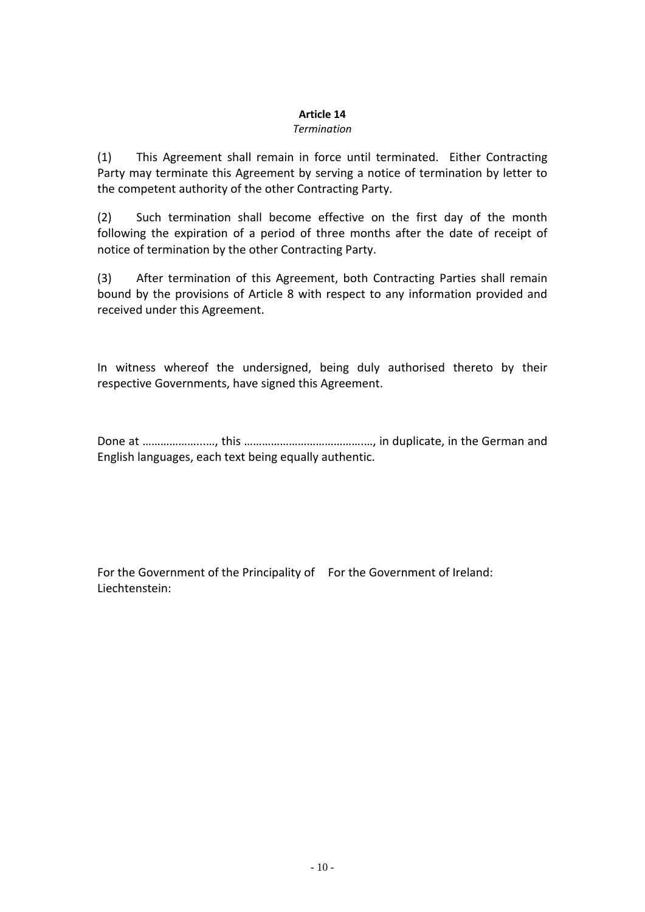**Article 14**
*Termination*

(1) This Agreement shall remain in force until terminated. Either Contracting Party may terminate this Agreement by serving a notice of termination by letter to the competent authority of the other Contracting Party.

(2) Such termination shall become effective on the first day of the month following the expiration of a period of three months after the date of receipt of notice of termination by the other Contracting Party.

(3) After termination of this Agreement, both Contracting Parties shall remain bound by the provisions of Article 8 with respect to any information provided and received under this Agreement.

In witness whereof the undersigned, being duly authorised thereto by their respective Governments, have signed this Agreement.

Done at ………………..…, this ………………………………….…, in duplicate, in the German and English languages, each text being equally authentic.

For the Government of the Principality of Liechtenstein:

For the Government of Ireland: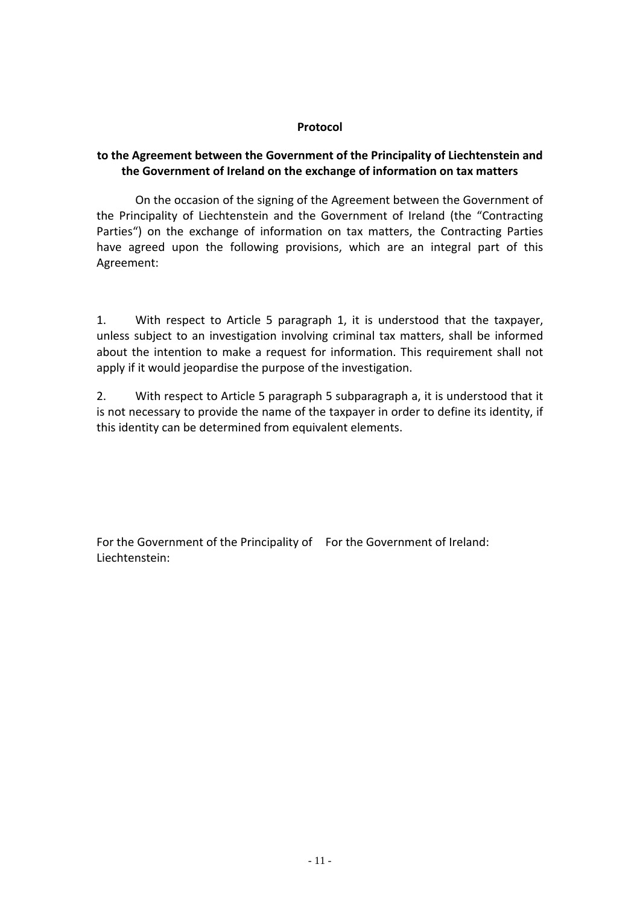**Protocol**

**to the Agreement between the Government of the Principality of Liechtenstein and the Government of Ireland on the exchange of information on tax matters**

On the occasion of the signing of the Agreement between the Government of the Principality of Liechtenstein and the Government of Ireland (the "Contracting Parties") on the exchange of information on tax matters, the Contracting Parties have agreed upon the following provisions, which are an integral part of this Agreement:

1. With respect to Article 5 paragraph 1, it is understood that the taxpayer, unless subject to an investigation involving criminal tax matters, shall be informed about the intention to make a request for information. This requirement shall not apply if it would jeopardise the purpose of the investigation.

2. With respect to Article 5 paragraph 5 subparagraph a, it is understood that it is not necessary to provide the name of the taxpayer in order to define its identity, if this identity can be determined from equivalent elements.

For the Government of the Principality of Liechtenstein:

For the Government of Ireland: